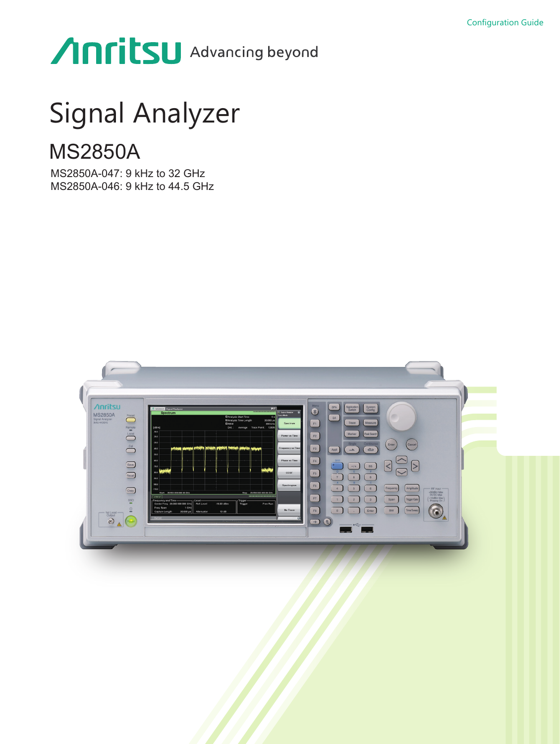Configuration Guide

Anritsu Advancing beyond

# Signal Analyzer

## MS2850A

MS2850A-047: 9 kHz to 32 GHz
MS2850A-046: 9 kHz to 44.5 GHz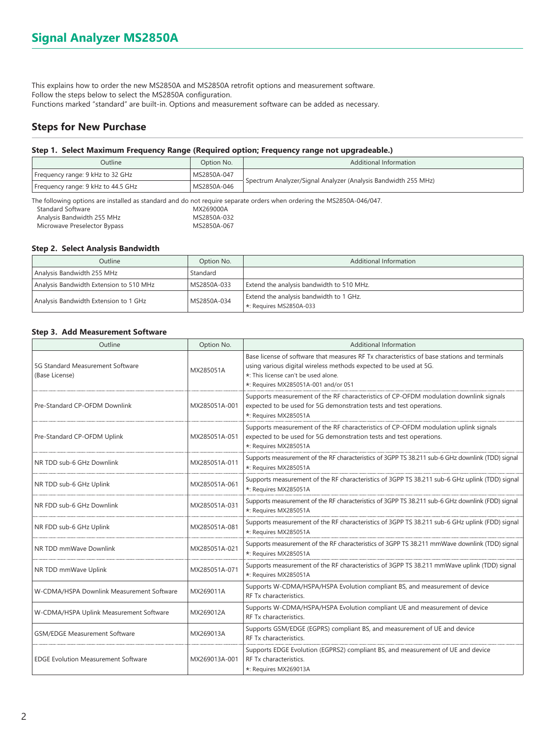# Signal Analyzer MS2850A

This explains how to order the new MS2850A and MS2850A retrofit options and measurement software.
Follow the steps below to select the MS2850A configuration.
Functions marked "standard" are built-in. Options and measurement software can be added as necessary.

## Steps for New Purchase

### Step 1. Select Maximum Frequency Range (Required option; Frequency range not upgradeable.)

| Outline | Option No. | Additional Information |
|---|---|---|
| Frequency range: 9 kHz to 32 GHz | MS2850A-047 | Spectrum Analyzer/Signal Analyzer (Analysis Bandwidth 255 MHz) |
| Frequency range: 9 kHz to 44.5 GHz | MS2850A-046 | |

The following options are installed as standard and do not require separate orders when ordering the MS2850A-046/047.

| | |
|---|---|
| Standard Software | MX269000A |
| Analysis Bandwidth 255 MHz | MS2850A-032 |
| Microwave Preselector Bypass | MS2850A-067 |

### Step 2. Select Analysis Bandwidth

| Outline | Option No. | Additional Information |
|---|---|---|
| Analysis Bandwidth 255 MHz | Standard | |
| Analysis Bandwidth Extension to 510 MHz | MS2850A-033 | Extend the analysis bandwidth to 510 MHz. |
| Analysis Bandwidth Extension to 1 GHz | MS2850A-034 | Extend the analysis bandwidth to 1 GHz.<br>*: Requires MS2850A-033 |

### Step 3. Add Measurement Software

| Outline | Option No. | Additional Information |
|---|---|---|
| 5G Standard Measurement Software (Base License) | MX285051A | Base license of software that measures RF Tx characteristics of base stations and terminals using various digital wireless methods expected to be used at 5G.<br>*: This license can't be used alone.<br>*: Requires MX285051A-001 and/or 051 |
| Pre-Standard CP-OFDM Downlink | MX285051A-001 | Supports measurement of the RF characteristics of CP-OFDM modulation downlink signals expected to be used for 5G demonstration tests and test operations.<br>*: Requires MX285051A |
| Pre-Standard CP-OFDM Uplink | MX285051A-051 | Supports measurement of the RF characteristics of CP-OFDM modulation uplink signals expected to be used for 5G demonstration tests and test operations.<br>*: Requires MX285051A |
| NR TDD sub-6 GHz Downlink | MX285051A-011 | Supports measurement of the RF characteristics of 3GPP TS 38.211 sub-6 GHz downlink (TDD) signal<br>*: Requires MX285051A |
| NR TDD sub-6 GHz Uplink | MX285051A-061 | Supports measurement of the RF characteristics of 3GPP TS 38.211 sub-6 GHz uplink (TDD) signal<br>*: Requires MX285051A |
| NR FDD sub-6 GHz Downlink | MX285051A-031 | Supports measurement of the RF characteristics of 3GPP TS 38.211 sub-6 GHz downlink (FDD) signal<br>*: Requires MX285051A |
| NR FDD sub-6 GHz Uplink | MX285051A-081 | Supports measurement of the RF characteristics of 3GPP TS 38.211 sub-6 GHz uplink (FDD) signal<br>*: Requires MX285051A |
| NR TDD mmWave Downlink | MX285051A-021 | Supports measurement of the RF characteristics of 3GPP TS 38.211 mmWave downlink (TDD) signal<br>*: Requires MX285051A |
| NR TDD mmWave Uplink | MX285051A-071 | Supports measurement of the RF characteristics of 3GPP TS 38.211 mmWave uplink (TDD) signal<br>*: Requires MX285051A |
| W-CDMA/HSPA Downlink Measurement Software | MX269011A | Supports W-CDMA/HSPA/HSPA Evolution compliant BS, and measurement of device RF Tx characteristics. |
| W-CDMA/HSPA Uplink Measurement Software | MX269012A | Supports W-CDMA/HSPA/HSPA Evolution compliant UE and measurement of device RF Tx characteristics. |
| GSM/EDGE Measurement Software | MX269013A | Supports GSM/EDGE (EGPRS) compliant BS, and measurement of UE and device RF Tx characteristics. |
| EDGE Evolution Measurement Software | MX269013A-001 | Supports EDGE Evolution (EGPRS2) compliant BS, and measurement of UE and device RF Tx characteristics.<br>*: Requires MX269013A |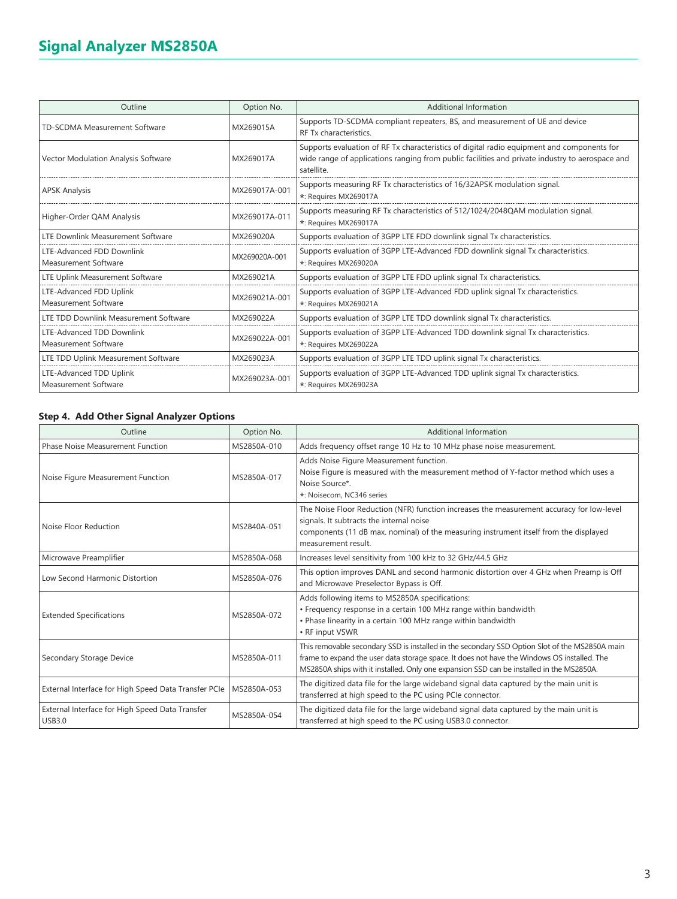## Signal Analyzer MS2850A

| Outline | Option No. | Additional Information |
|---|---|---|
| TD-SCDMA Measurement Software | MX269015A | Supports TD-SCDMA compliant repeaters, BS, and measurement of UE and device RF Tx characteristics. |
| Vector Modulation Analysis Software | MX269017A | Supports evaluation of RF Tx characteristics of digital radio equipment and components for wide range of applications ranging from public facilities and private industry to aerospace and satellite. |
| APSK Analysis | MX269017A-001 | Supports measuring RF Tx characteristics of 16/32APSK modulation signal.<br>*: Requires MX269017A |
| Higher-Order QAM Analysis | MX269017A-011 | Supports measuring RF Tx characteristics of 512/1024/2048QAM modulation signal.<br>*: Requires MX269017A |
| LTE Downlink Measurement Software | MX269020A | Supports evaluation of 3GPP LTE FDD downlink signal Tx characteristics. |
| LTE-Advanced FDD Downlink Measurement Software | MX269020A-001 | Supports evaluation of 3GPP LTE-Advanced FDD downlink signal Tx characteristics.<br>*: Requires MX269020A |
| LTE Uplink Measurement Software | MX269021A | Supports evaluation of 3GPP LTE FDD uplink signal Tx characteristics. |
| LTE-Advanced FDD Uplink Measurement Software | MX269021A-001 | Supports evaluation of 3GPP LTE-Advanced FDD uplink signal Tx characteristics.<br>*: Requires MX269021A |
| LTE TDD Downlink Measurement Software | MX269022A | Supports evaluation of 3GPP LTE TDD downlink signal Tx characteristics. |
| LTE-Advanced TDD Downlink Measurement Software | MX269022A-001 | Supports evaluation of 3GPP LTE-Advanced TDD downlink signal Tx characteristics.<br>*: Requires MX269022A |
| LTE TDD Uplink Measurement Software | MX269023A | Supports evaluation of 3GPP LTE TDD uplink signal Tx characteristics. |
| LTE-Advanced TDD Uplink Measurement Software | MX269023A-001 | Supports evaluation of 3GPP LTE-Advanced TDD uplink signal Tx characteristics.<br>*: Requires MX269023A |

### Step 4. Add Other Signal Analyzer Options

| Outline | Option No. | Additional Information |
|---|---|---|
| Phase Noise Measurement Function | MS2850A-010 | Adds frequency offset range 10 Hz to 10 MHz phase noise measurement. |
| Noise Figure Measurement Function | MS2850A-017 | Adds Noise Figure Measurement function.<br>Noise Figure is measured with the measurement method of Y-factor method which uses a Noise Source*.<br>*: Noisecom, NC346 series |
| Noise Floor Reduction | MS2840A-051 | The Noise Floor Reduction (NFR) function increases the measurement accuracy for low-level signals. It subtracts the internal noise components (11 dB max. nominal) of the measuring instrument itself from the displayed measurement result. |
| Microwave Preamplifier | MS2850A-068 | Increases level sensitivity from 100 kHz to 32 GHz/44.5 GHz |
| Low Second Harmonic Distortion | MS2850A-076 | This option improves DANL and second harmonic distortion over 4 GHz when Preamp is Off and Microwave Preselector Bypass is Off. |
| Extended Specifications | MS2850A-072 | Adds following items to MS2850A specifications:<br>• Frequency response in a certain 100 MHz range within bandwidth<br>• Phase linearity in a certain 100 MHz range within bandwidth<br>• RF input VSWR |
| Secondary Storage Device | MS2850A-011 | This removable secondary SSD is installed in the secondary SSD Option Slot of the MS2850A main frame to expand the user data storage space. It does not have the Windows OS installed. The MS2850A ships with it installed. Only one expansion SSD can be installed in the MS2850A. |
| External Interface for High Speed Data Transfer PCIe | MS2850A-053 | The digitized data file for the large wideband signal data captured by the main unit is transferred at high speed to the PC using PCIe connector. |
| External Interface for High Speed Data Transfer USB3.0 | MS2850A-054 | The digitized data file for the large wideband signal data captured by the main unit is transferred at high speed to the PC using USB3.0 connector. |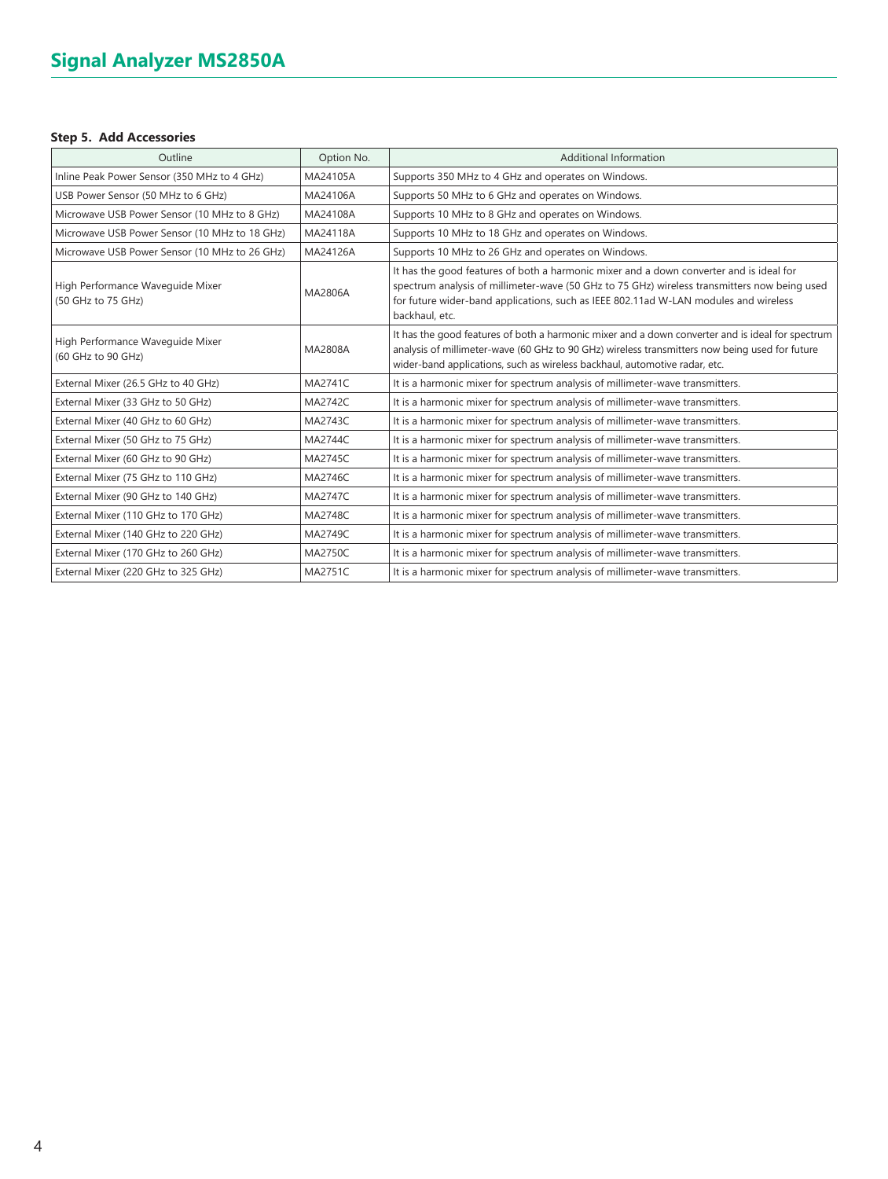# Signal Analyzer MS2850A

### Step 5. Add Accessories

| Outline | Option No. | Additional Information |
|---|---|---|
| Inline Peak Power Sensor (350 MHz to 4 GHz) | MA24105A | Supports 350 MHz to 4 GHz and operates on Windows. |
| USB Power Sensor (50 MHz to 6 GHz) | MA24106A | Supports 50 MHz to 6 GHz and operates on Windows. |
| Microwave USB Power Sensor (10 MHz to 8 GHz) | MA24108A | Supports 10 MHz to 8 GHz and operates on Windows. |
| Microwave USB Power Sensor (10 MHz to 18 GHz) | MA24118A | Supports 10 MHz to 18 GHz and operates on Windows. |
| Microwave USB Power Sensor (10 MHz to 26 GHz) | MA24126A | Supports 10 MHz to 26 GHz and operates on Windows. |
| High Performance Waveguide Mixer (50 GHz to 75 GHz) | MA2806A | It has the good features of both a harmonic mixer and a down converter and is ideal for spectrum analysis of millimeter-wave (50 GHz to 75 GHz) wireless transmitters now being used for future wider-band applications, such as IEEE 802.11ad W-LAN modules and wireless backhaul, etc. |
| High Performance Waveguide Mixer (60 GHz to 90 GHz) | MA2808A | It has the good features of both a harmonic mixer and a down converter and is ideal for spectrum analysis of millimeter-wave (60 GHz to 90 GHz) wireless transmitters now being used for future wider-band applications, such as wireless backhaul, automotive radar, etc. |
| External Mixer (26.5 GHz to 40 GHz) | MA2741C | It is a harmonic mixer for spectrum analysis of millimeter-wave transmitters. |
| External Mixer (33 GHz to 50 GHz) | MA2742C | It is a harmonic mixer for spectrum analysis of millimeter-wave transmitters. |
| External Mixer (40 GHz to 60 GHz) | MA2743C | It is a harmonic mixer for spectrum analysis of millimeter-wave transmitters. |
| External Mixer (50 GHz to 75 GHz) | MA2744C | It is a harmonic mixer for spectrum analysis of millimeter-wave transmitters. |
| External Mixer (60 GHz to 90 GHz) | MA2745C | It is a harmonic mixer for spectrum analysis of millimeter-wave transmitters. |
| External Mixer (75 GHz to 110 GHz) | MA2746C | It is a harmonic mixer for spectrum analysis of millimeter-wave transmitters. |
| External Mixer (90 GHz to 140 GHz) | MA2747C | It is a harmonic mixer for spectrum analysis of millimeter-wave transmitters. |
| External Mixer (110 GHz to 170 GHz) | MA2748C | It is a harmonic mixer for spectrum analysis of millimeter-wave transmitters. |
| External Mixer (140 GHz to 220 GHz) | MA2749C | It is a harmonic mixer for spectrum analysis of millimeter-wave transmitters. |
| External Mixer (170 GHz to 260 GHz) | MA2750C | It is a harmonic mixer for spectrum analysis of millimeter-wave transmitters. |
| External Mixer (220 GHz to 325 GHz) | MA2751C | It is a harmonic mixer for spectrum analysis of millimeter-wave transmitters. |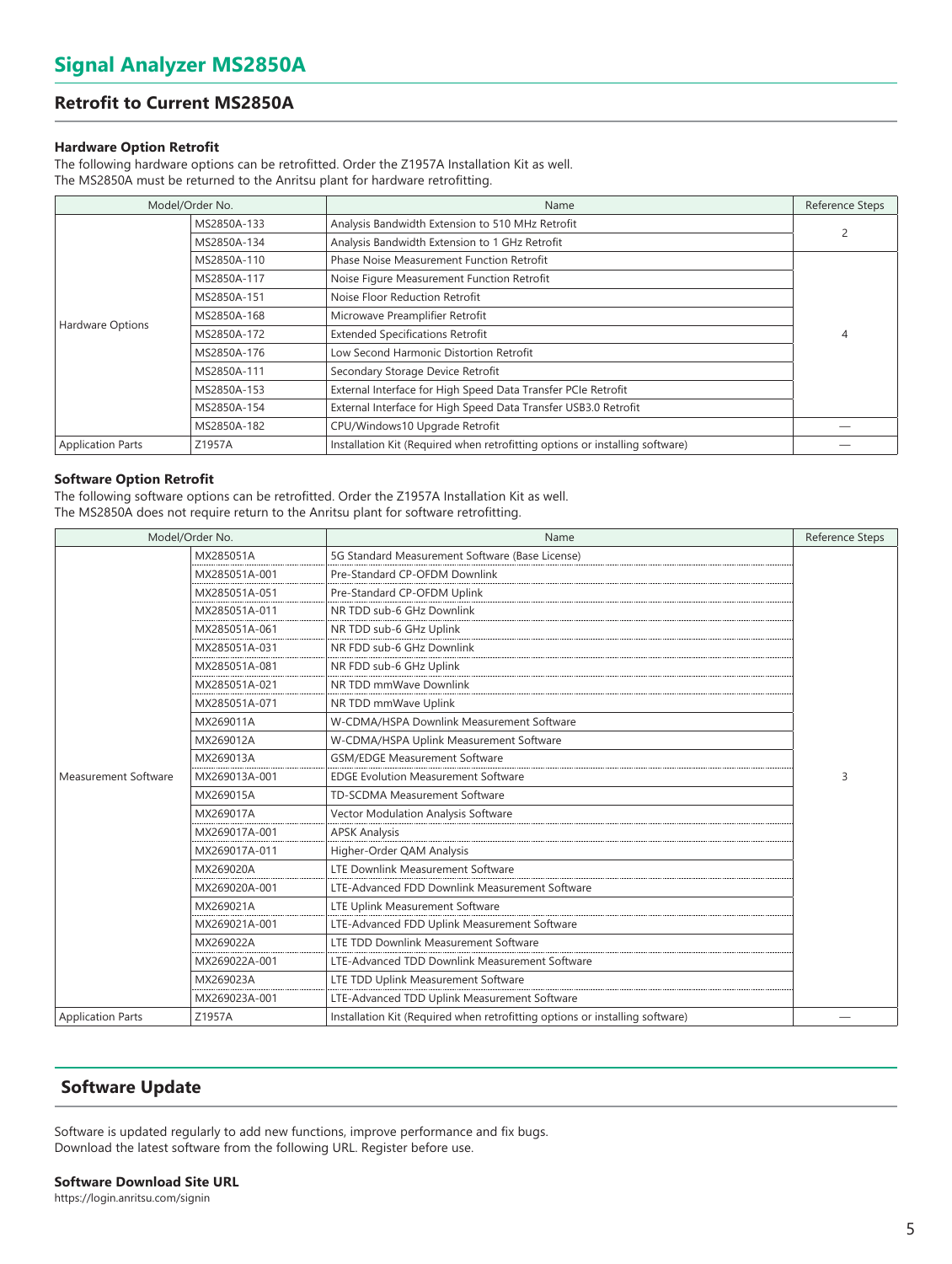# Signal Analyzer MS2850A

## Retrofit to Current MS2850A

### Hardware Option Retrofit

The following hardware options can be retrofitted. Order the Z1957A Installation Kit as well.
The MS2850A must be returned to the Anritsu plant for hardware retrofitting.

| Model/Order No. | | Name | Reference Steps |
|---|---|---|---|
| Hardware Options | MS2850A-133 | Analysis Bandwidth Extension to 510 MHz Retrofit | 2 |
| | MS2850A-134 | Analysis Bandwidth Extension to 1 GHz Retrofit | |
| | MS2850A-110 | Phase Noise Measurement Function Retrofit | 4 |
| | MS2850A-117 | Noise Figure Measurement Function Retrofit | |
| | MS2850A-151 | Noise Floor Reduction Retrofit | |
| | MS2850A-168 | Microwave Preamplifier Retrofit | |
| | MS2850A-172 | Extended Specifications Retrofit | |
| | MS2850A-176 | Low Second Harmonic Distortion Retrofit | |
| | MS2850A-111 | Secondary Storage Device Retrofit | |
| | MS2850A-153 | External Interface for High Speed Data Transfer PCIe Retrofit | |
| | MS2850A-154 | External Interface for High Speed Data Transfer USB3.0 Retrofit | |
| | MS2850A-182 | CPU/Windows10 Upgrade Retrofit | — |
| Application Parts | Z1957A | Installation Kit (Required when retrofitting options or installing software) | — |

### Software Option Retrofit

The following software options can be retrofitted. Order the Z1957A Installation Kit as well.
The MS2850A does not require return to the Anritsu plant for software retrofitting.

| Model/Order No. | | Name | Reference Steps |
|---|---|---|---|
| Measurement Software | MX285051A | 5G Standard Measurement Software (Base License) | 3 |
| | MX285051A-001 | Pre-Standard CP-OFDM Downlink | |
| | MX285051A-051 | Pre-Standard CP-OFDM Uplink | |
| | MX285051A-011 | NR TDD sub-6 GHz Downlink | |
| | MX285051A-061 | NR TDD sub-6 GHz Uplink | |
| | MX285051A-031 | NR FDD sub-6 GHz Downlink | |
| | MX285051A-081 | NR FDD sub-6 GHz Uplink | |
| | MX285051A-021 | NR TDD mmWave Downlink | |
| | MX285051A-071 | NR TDD mmWave Uplink | |
| | MX269011A | W-CDMA/HSPA Downlink Measurement Software | |
| | MX269012A | W-CDMA/HSPA Uplink Measurement Software | |
| | MX269013A | GSM/EDGE Measurement Software | |
| | MX269013A-001 | EDGE Evolution Measurement Software | |
| | MX269015A | TD-SCDMA Measurement Software | |
| | MX269017A | Vector Modulation Analysis Software | |
| | MX269017A-001 | APSK Analysis | |
| | MX269017A-011 | Higher-Order QAM Analysis | |
| | MX269020A | LTE Downlink Measurement Software | |
| | MX269020A-001 | LTE-Advanced FDD Downlink Measurement Software | |
| | MX269021A | LTE Uplink Measurement Software | |
| | MX269021A-001 | LTE-Advanced FDD Uplink Measurement Software | |
| | MX269022A | LTE TDD Downlink Measurement Software | |
| | MX269022A-001 | LTE-Advanced TDD Downlink Measurement Software | |
| | MX269023A | LTE TDD Uplink Measurement Software | |
| | MX269023A-001 | LTE-Advanced TDD Uplink Measurement Software | |
| Application Parts | Z1957A | Installation Kit (Required when retrofitting options or installing software) | — |

## Software Update

Software is updated regularly to add new functions, improve performance and fix bugs.
Download the latest software from the following URL. Register before use.

**Software Download Site URL**

https://login.anritsu.com/signin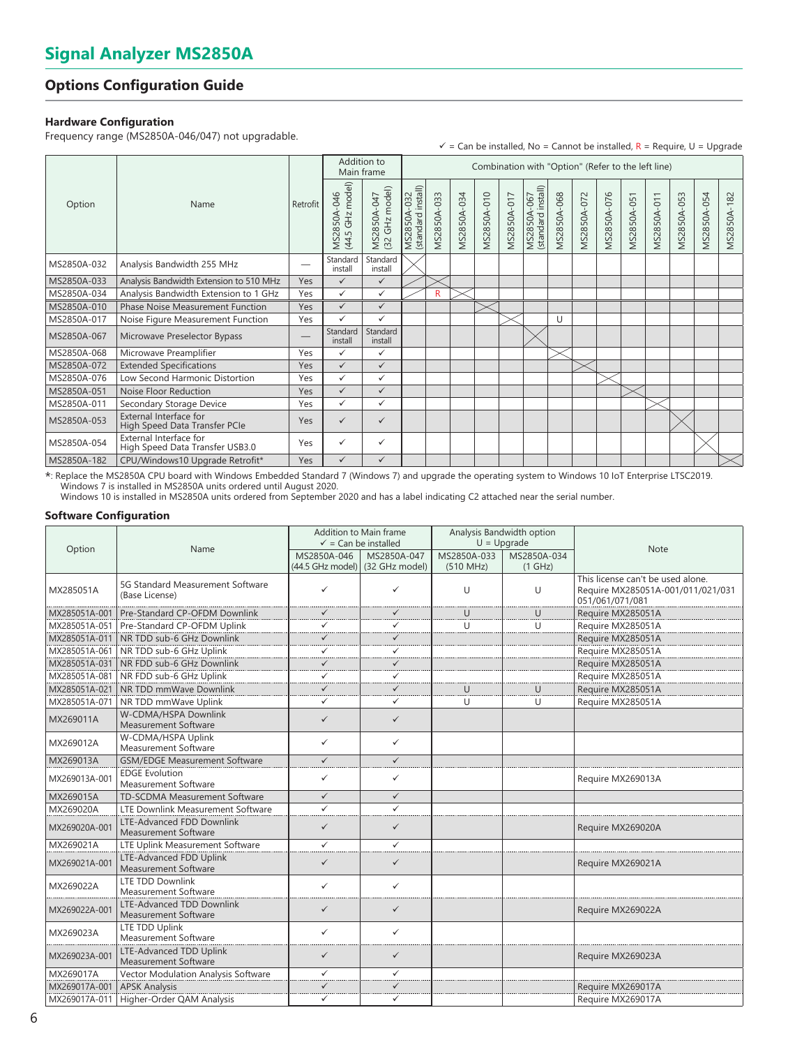# Signal Analyzer MS2850A

## Options Configuration Guide

### Hardware Configuration

Frequency range (MS2850A-046/047) not upgradable.

✓ = Can be installed, No = Cannot be installed, R = Require, U = Upgrade

| Option | Name | Retrofit | Addition to Main frame | | Combination with "Option" (Refer to the left line) | | | | | | | | | | | | | |
|---|---|---|---|---|---|---|---|---|---|---|---|---|---|---|---|---|---|---|
| | | | MS2850A-046 (44.5 GHz model) | MS2850A-047 (32 GHz model) | MS2850A-032 (standard install) | MS2850A-033 | MS2850A-034 | MS2850A-010 | MS2850A-017 | MS2850A-067 (standard install) | MS2850A-068 | MS2850A-072 | MS2850A-076 | MS2850A-051 | MS2850A-011 | MS2850A-053 | MS2850A-054 | MS2850A-182 |
| MS2850A-032 | Analysis Bandwidth 255 MHz | — | Standard install | Standard install | | | | | | | | | | | | | | |
| MS2850A-033 | Analysis Bandwidth Extension to 510 MHz | Yes | ✓ | ✓ | | | | | | | | | | | | | | |
| MS2850A-034 | Analysis Bandwidth Extension to 1 GHz | Yes | ✓ | ✓ | | R | | | | | | | | | | | | |
| MS2850A-010 | Phase Noise Measurement Function | Yes | ✓ | ✓ | | | | | | | | | | | | | | |
| MS2850A-017 | Noise Figure Measurement Function | Yes | ✓ | ✓ | | | | | | | U | | | | | | | |
| MS2850A-067 | Microwave Preselector Bypass | — | Standard install | Standard install | | | | | | | | | | | | | | |
| MS2850A-068 | Microwave Preamplifier | Yes | ✓ | ✓ | | | | | | | | | | | | | | |
| MS2850A-072 | Extended Specifications | Yes | ✓ | ✓ | | | | | | | | | | | | | | |
| MS2850A-076 | Low Second Harmonic Distortion | Yes | ✓ | ✓ | | | | | | | | | | | | | | |
| MS2850A-051 | Noise Floor Reduction | Yes | ✓ | ✓ | | | | | | | | | | | | | | |
| MS2850A-011 | Secondary Storage Device | Yes | ✓ | ✓ | | | | | | | | | | | | | | |
| MS2850A-053 | External Interface for High Speed Data Transfer PCIe | Yes | ✓ | ✓ | | | | | | | | | | | | | | |
| MS2850A-054 | External Interface for High Speed Data Transfer USB3.0 | Yes | ✓ | ✓ | | | | | | | | | | | | | | |
| MS2850A-182 | CPU/Windows10 Upgrade Retrofit* | Yes | ✓ | ✓ | | | | | | | | | | | | | | |

*: Replace the MS2850A CPU board with Windows Embedded Standard 7 (Windows 7) and upgrade the operating system to Windows 10 IoT Enterprise LTSC2019.
Windows 7 is installed in MS2850A units ordered until August 2020.
Windows 10 is installed in MS2850A units ordered from September 2020 and has a label indicating C2 attached near the serial number.

### Software Configuration

| Option | Name | Addition to Main frame ✓ = Can be installed | | Analysis Bandwidth option U = Upgrade | | Note |
|---|---|---|---|---|---|---|
| | | MS2850A-046 (44.5 GHz model) | MS2850A-047 (32 GHz model) | MS2850A-033 (510 MHz) | MS2850A-034 (1 GHz) | |
| MX285051A | 5G Standard Measurement Software (Base License) | ✓ | ✓ | U | U | This license can't be used alone. Require MX285051A-001/011/021/031 051/061/071/081 |
| MX285051A-001 | Pre-Standard CP-OFDM Downlink | ✓ | ✓ | U | U | Require MX285051A |
| MX285051A-051 | Pre-Standard CP-OFDM Uplink | ✓ | ✓ | U | U | Require MX285051A |
| MX285051A-011 | NR TDD sub-6 GHz Downlink | ✓ | ✓ | | | Require MX285051A |
| MX285051A-061 | NR TDD sub-6 GHz Uplink | ✓ | ✓ | | | Require MX285051A |
| MX285051A-031 | NR FDD sub-6 GHz Downlink | ✓ | ✓ | | | Require MX285051A |
| MX285051A-081 | NR FDD sub-6 GHz Uplink | ✓ | ✓ | | | Require MX285051A |
| MX285051A-021 | NR TDD mmWave Downlink | ✓ | ✓ | U | U | Require MX285051A |
| MX285051A-071 | NR TDD mmWave Uplink | ✓ | ✓ | U | U | Require MX285051A |
| MX269011A | W-CDMA/HSPA Downlink Measurement Software | ✓ | ✓ | | | |
| MX269012A | W-CDMA/HSPA Uplink Measurement Software | ✓ | ✓ | | | |
| MX269013A | GSM/EDGE Measurement Software | ✓ | ✓ | | | |
| MX269013A-001 | EDGE Evolution Measurement Software | ✓ | ✓ | | | Require MX269013A |
| MX269015A | TD-SCDMA Measurement Software | ✓ | ✓ | | | |
| MX269020A | LTE Downlink Measurement Software | ✓ | ✓ | | | |
| MX269020A-001 | LTE-Advanced FDD Downlink Measurement Software | ✓ | ✓ | | | Require MX269020A |
| MX269021A | LTE Uplink Measurement Software | ✓ | ✓ | | | |
| MX269021A-001 | LTE-Advanced FDD Uplink Measurement Software | ✓ | ✓ | | | Require MX269021A |
| MX269022A | LTE TDD Downlink Measurement Software | ✓ | ✓ | | | |
| MX269022A-001 | LTE-Advanced TDD Downlink Measurement Software | ✓ | ✓ | | | Require MX269022A |
| MX269023A | LTE TDD Uplink Measurement Software | ✓ | ✓ | | | |
| MX269023A-001 | LTE-Advanced TDD Uplink Measurement Software | ✓ | ✓ | | | Require MX269023A |
| MX269017A | Vector Modulation Analysis Software | ✓ | ✓ | | | |
| MX269017A-001 | APSK Analysis | ✓ | ✓ | | | Require MX269017A |
| MX269017A-011 | Higher-Order QAM Analysis | ✓ | ✓ | | | Require MX269017A |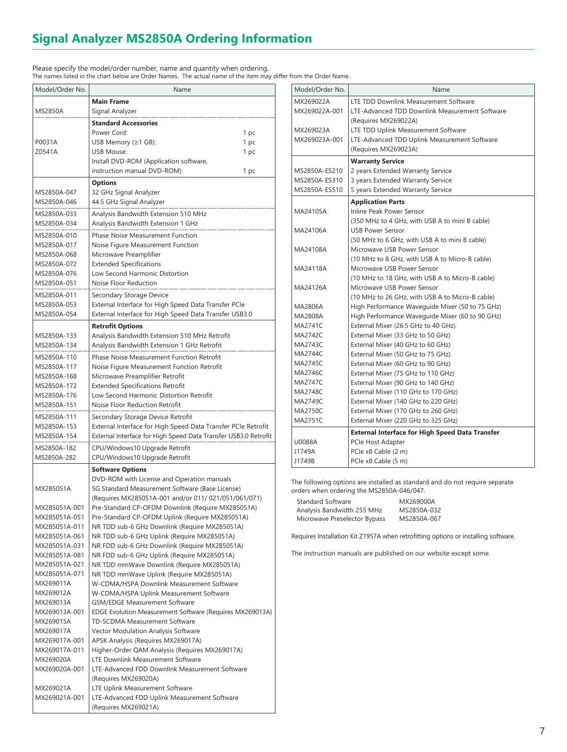# Signal Analyzer MS2850A Ordering Information

Please specify the model/order number, name and quantity when ordering.
The names listed in the chart below are Order Names. The actual name of the item may differ from the Order Name.

| Model/Order No. | Name |
|---|---|
| | **Main Frame** |
| MS2850A | Signal Analyzer |
| | **Standard Accessories** |
| | Power Cord: 1 pc |
| P0031A | USB Memory (≥1 GB): 1 pc |
| Z0541A | USB Mouse: 1 pc |
| | Install DVD-ROM (Application software, instruction manual DVD-ROM): 1 pc |
| | **Options** |
| MS2850A-047 | 32 GHz Signal Analyzer |
| MS2850A-046 | 44.5 GHz Signal Analyzer |
| MS2850A-033 | Analysis Bandwidth Extension 510 MHz |
| MS2850A-034 | Analysis Bandwidth Extension 1 GHz |
| MS2850A-010 | Phase Noise Measurement Function |
| MS2850A-017 | Noise Figure Measurement Function |
| MS2850A-068 | Microwave Preamplifier |
| MS2850A-072 | Extended Specifications |
| MS2850A-076 | Low Second Harmonic Distortion |
| MS2850A-051 | Noise Floor Reduction |
| MS2850A-011 | Secondary Storage Device |
| MS2850A-053 | External Interface for High Speed Data Transfer PCIe |
| MS2850A-054 | External Interface for High Speed Data Transfer USB3.0 |
| | **Retrofit Options** |
| MS2850A-133 | Analysis Bandwidth Extension 510 MHz Retrofit |
| MS2850A-134 | Analysis Bandwidth Extension 1 GHz Retrofit |
| MS2850A-110 | Phase Noise Measurement Function Retrofit |
| MS2850A-117 | Noise Figure Measurement Function Retrofit |
| MS2850A-168 | Microwave Preamplifier Retrofit |
| MS2850A-172 | Extended Specifications Retrofit |
| MS2850A-176 | Low Second Harmonic Distortion Retrofit |
| MS2850A-151 | Noise Floor Reduction Retrofit |
| MS2850A-111 | Secondary Storage Device Retrofit |
| MS2850A-153 | External Interface for High Speed Data Transfer PCIe Retrofit |
| MS2850A-154 | External Interface for High Speed Data Transfer USB3.0 Retrofit |
| MS2850A-182 | CPU/Windows10 Upgrade Retrofit |
| MS2850A-282 | CPU/Windows10 Upgrade Retrofit |
| | **Software Options** |
| | DVD-ROM with License and Operation manuals |
| MX285051A | 5G Standard Measurement Software (Base License) (Requires MX285051A-001 and/or 011/ 021/051/061/071) |
| MX285051A-001 | Pre-Standard CP-OFDM Downlink (Require MX285051A) |
| MX285051A-051 | Pre-Standard CP-OFDM Uplink (Require MX285051A) |
| MX285051A-011 | NR TDD sub-6 GHz Downlink (Require MX285051A) |
| MX285051A-061 | NR TDD sub-6 GHz Uplink (Require MX285051A) |
| MX285051A-031 | NR FDD sub-6 GHz Downlink (Require MX285051A) |
| MX285051A-081 | NR FDD sub-6 GHz Uplink (Require MX285051A) |
| MX285051A-021 | NR TDD mmWave Downlink (Require MX285051A) |
| MX285051A-071 | NR TDD mmWave Uplink (Require MX285051A) |
| MX269011A | W-CDMA/HSPA Downlink Measurement Software |
| MX269012A | W-CDMA/HSPA Uplink Measurement Software |
| MX269013A | GSM/EDGE Measurement Software |
| MX269013A-001 | EDGE Evolution Measurement Software (Requires MX269013A) |
| MX269015A | TD-SCDMA Measurement Software |
| MX269017A | Vector Modulation Analysis Software |
| MX269017A-001 | APSK Analysis (Requires MX269017A) |
| MX269017A-011 | Higher-Order QAM Analysis (Requires MX269017A) |
| MX269020A | LTE Downlink Measurement Software |
| MX269020A-001 | LTE-Advanced FDD Downlink Measurement Software (Requires MX269020A) |
| MX269021A | LTE Uplink Measurement Software |
| MX269021A-001 | LTE-Advanced FDD Uplink Measurement Software (Requires MX269021A) |
| MX269022A | LTE TDD Downlink Measurement Software |
| MX269022A-001 | LTE-Advanced TDD Downlink Measurement Software (Requires MX269022A) |
| MX269023A | LTE TDD Uplink Measurement Software |
| MX269023A-001 | LTE-Advanced TDD Uplink Measurement Software (Requires MX269023A) |
| | **Warranty Service** |
| MS2850A-ES210 | 2 years Extended Warranty Service |
| MS2850A-ES310 | 3 years Extended Warranty Service |
| MS2850A-ES510 | 5 years Extended Warranty Service |
| | **Application Parts** |
| MA24105A | Inline Peak Power Sensor (350 MHz to 4 GHz, with USB A to mini B cable) |
| MA24106A | USB Power Sensor (50 MHz to 6 GHz, with USB A to mini B cable) |
| MA24108A | Microwave USB Power Sensor (10 MHz to 8 GHz, with USB A to Micro-B cable) |
| MA24118A | Microwave USB Power Sensor (10 MHz to 18 GHz, with USB A to Micro-B cable) |
| MA24126A | Microwave USB Power Sensor (10 MHz to 26 GHz, with USB A to Micro-B cable) |
| MA2806A | High Performance Waveguide Mixer (50 to 75 GHz) |
| MA2808A | High Performance Waveguide Mixer (60 to 90 GHz) |
| MA2741C | External Mixer (26.5 GHz to 40 GHz) |
| MA2742C | External Mixer (33 GHz to 50 GHz) |
| MA2743C | External Mixer (40 GHz to 60 GHz) |
| MA2744C | External Mixer (50 GHz to 75 GHz) |
| MA2745C | External Mixer (60 GHz to 90 GHz) |
| MA2746C | External Mixer (75 GHz to 110 GHz) |
| MA2747C | External Mixer (90 GHz to 140 GHz) |
| MA2748C | External Mixer (110 GHz to 170 GHz) |
| MA2749C | External Mixer (140 GHz to 220 GHz) |
| MA2750C | External Mixer (170 GHz to 260 GHz) |
| MA2751C | External Mixer (220 GHz to 325 GHz) |
| | **External Interface for High Speed Data Transfer** |
| U0088A | PCIe Host Adapter |
| J1749A | PCIe x8 Cable (2 m) |
| J1749B | PCIe x8 Cable (5 m) |

The following options are installed as standard and do not require separate orders when ordering the MS2850A-046/047.

| | |
|---|---|
| Standard Software | MX269000A |
| Analysis Bandwidth 255 MHz | MS2850A-032 |
| Microwave Preselector Bypass | MS2850A-067 |

Requires Installation Kit Z1957A when retrofitting options or installing software.

The instruction manuals are published on our website except some.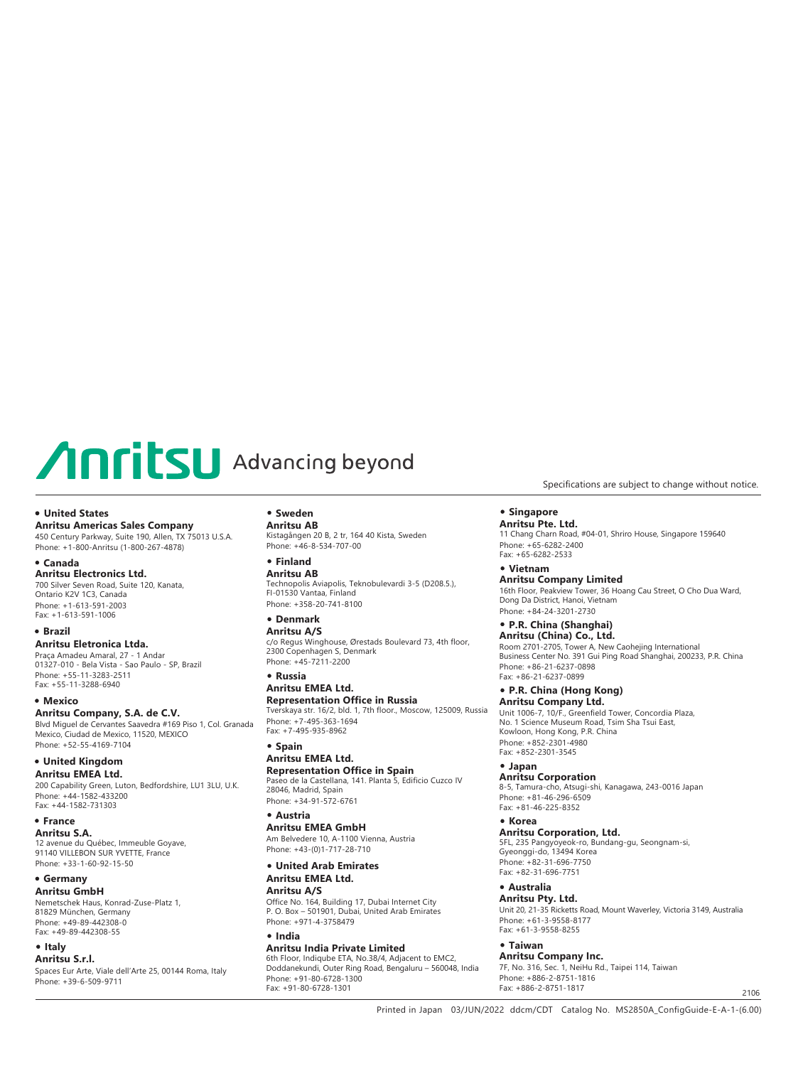Anritsu Advancing beyond

Specifications are subject to change without notice.

**• United States**
**Anritsu Americas Sales Company**
450 Century Parkway, Suite 190, Allen, TX 75013 U.S.A.
Phone: +1-800-Anritsu (1-800-267-4878)

**• Canada**
**Anritsu Electronics Ltd.**
700 Silver Seven Road, Suite 120, Kanata,
Ontario K2V 1C3, Canada
Phone: +1-613-591-2003
Fax: +1-613-591-1006

**• Brazil**
**Anritsu Eletronica Ltda.**
Praça Amadeu Amaral, 27 - 1 Andar
01327-010 - Bela Vista - Sao Paulo - SP, Brazil
Phone: +55-11-3283-2511
Fax: +55-11-3288-6940

**• Mexico**
**Anritsu Company, S.A. de C.V.**
Blvd Miguel de Cervantes Saavedra #169 Piso 1, Col. Granada
Mexico, Ciudad de Mexico, 11520, MEXICO
Phone: +52-55-4169-7104

**• United Kingdom**
**Anritsu EMEA Ltd.**
200 Capability Green, Luton, Bedfordshire, LU1 3LU, U.K.
Phone: +44-1582-433200
Fax: +44-1582-731303

**• France**
**Anritsu S.A.**
12 avenue du Québec, Immeuble Goyave,
91140 VILLEBON SUR YVETTE, France
Phone: +33-1-60-92-15-50

**• Germany**
**Anritsu GmbH**
Nemetschek Haus, Konrad-Zuse-Platz 1,
81829 München, Germany
Phone: +49-89-442308-0
Fax: +49-89-442308-55

**• Italy**
**Anritsu S.r.l.**
Spaces Eur Arte, Viale dell'Arte 25, 00144 Roma, Italy
Phone: +39-6-509-9711

**• Sweden**
**Anritsu AB**
Kistagången 20 B, 2 tr, 164 40 Kista, Sweden
Phone: +46-8-534-707-00

**• Finland**
**Anritsu AB**
Technopolis Aviapolis, Teknobulevardi 3-5 (D208.5.),
FI-01530 Vantaa, Finland
Phone: +358-20-741-8100

**• Denmark**
**Anritsu A/S**
c/o Regus Winghouse, Ørestads Boulevard 73, 4th floor,
2300 Copenhagen S, Denmark
Phone: +45-7211-2200

**• Russia**
**Anritsu EMEA Ltd.**
**Representation Office in Russia**
Tverskaya str. 16/2, bld. 1, 7th floor., Moscow, 125009, Russia
Phone: +7-495-363-1694
Fax: +7-495-935-8962

**• Spain**
**Anritsu EMEA Ltd.**
**Representation Office in Spain**
Paseo de la Castellana, 141. Planta 5, Edificio Cuzco IV
28046, Madrid, Spain
Phone: +34-91-572-6761

**• Austria**
**Anritsu EMEA GmbH**
Am Belvedere 10, A-1100 Vienna, Austria
Phone: +43-(0)1-717-28-710

**• United Arab Emirates**
**Anritsu EMEA Ltd.**
**Anritsu A/S**
Office No. 164, Building 17, Dubai Internet City
P. O. Box – 501901, Dubai, United Arab Emirates
Phone: +971-4-3758479

**• India**
**Anritsu India Private Limited**
6th Floor, Indiqube ETA, No.38/4, Adjacent to EMC2,
Doddanekundi, Outer Ring Road, Bengaluru – 560048, India
Phone: +91-80-6728-1300
Fax: +91-80-6728-1301

**• Singapore**
**Anritsu Pte. Ltd.**
11 Chang Charn Road, #04-01, Shriro House, Singapore 159640
Phone: +65-6282-2400
Fax: +65-6282-2533

**• Vietnam**
**Anritsu Company Limited**
16th Floor, Peakview Tower, 36 Hoang Cau Street, O Cho Dua Ward,
Dong Da District, Hanoi, Vietnam
Phone: +84-24-3201-2730

**• P.R. China (Shanghai)**
**Anritsu (China) Co., Ltd.**
Room 2701-2705, Tower A, New Caohejing International
Business Center No. 391 Gui Ping Road Shanghai, 200233, P.R. China
Phone: +86-21-6237-0898
Fax: +86-21-6237-0899

**• P.R. China (Hong Kong)**
**Anritsu Company Ltd.**
Unit 1006-7, 10/F., Greenfield Tower, Concordia Plaza,
No. 1 Science Museum Road, Tsim Sha Tsui East,
Kowloon, Hong Kong, P.R. China
Phone: +852-2301-4980
Fax: +852-2301-3545

**• Japan**
**Anritsu Corporation**
8-5, Tamura-cho, Atsugi-shi, Kanagawa, 243-0016 Japan
Phone: +81-46-296-6509
Fax: +81-46-225-8352

**• Korea**
**Anritsu Corporation, Ltd.**
5FL, 235 Pangyoyeok-ro, Bundang-gu, Seongnam-si,
Gyeonggi-do, 13494 Korea
Phone: +82-31-696-7750
Fax: +82-31-696-7751

**• Australia**
**Anritsu Pty. Ltd.**
Unit 20, 21-35 Ricketts Road, Mount Waverley, Victoria 3149, Australia
Phone: +61-3-9558-8177
Fax: +61-3-9558-8255

**• Taiwan**
**Anritsu Company Inc.**
7F, No. 316, Sec. 1, NeiHu Rd., Taipei 114, Taiwan
Phone: +886-2-8751-1816
Fax: +886-2-8751-1817

2106

Printed in Japan 03/JUN/2022 ddcm/CDT Catalog No. MS2850A_ConfigGuide-E-A-1-(6.00)